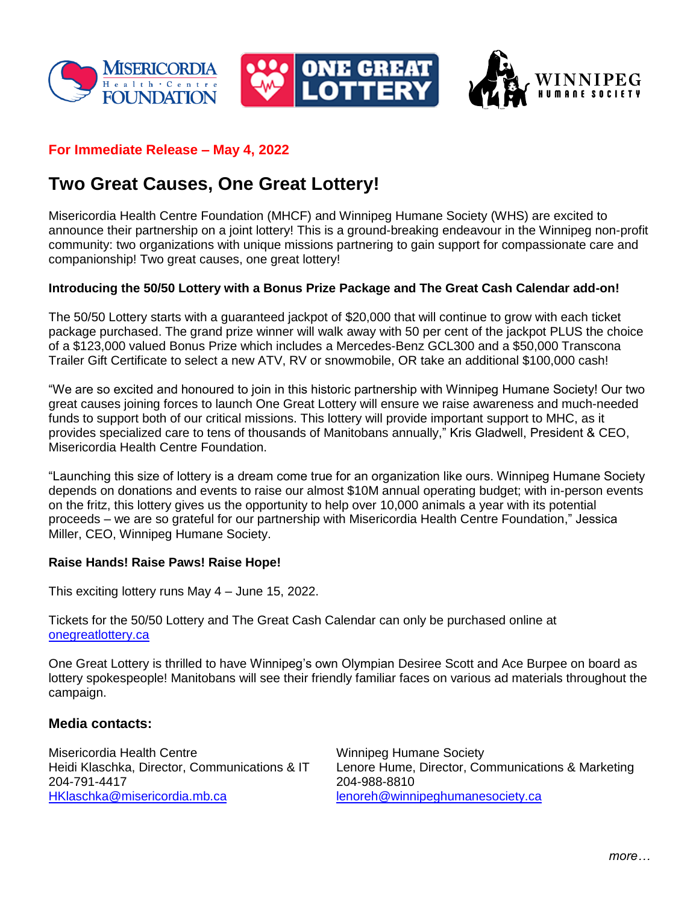**For Immediate Release – May 4, 2022**

# Two Great Causes, One Great Lottery!

Misericordia Health Centre Foundation (MHCF) and Winnipeg Humane Society (WHS) are excited to announce their partnership on a joint lottery! This is a ground-breaking endeavour in the Winnipeg non-profit community: two organizations with unique missions partnering to gain support for compassionate care and companionship! Two great causes, one great lottery!

**Introducing the 50/50 Lottery with a Bonus Prize Package and The Great Cash Calendar add-on!**

The 50/50 Lottery starts with a guaranteed jackpot of $20,000 that will continue to grow with each ticket package purchased. The grand prize winner will walk away with 50 per cent of the jackpot PLUS the choice of a $123,000 valued Bonus Prize which includes a Mercedes-Benz GCL300 and a $50,000 Transcona Trailer Gift Certificate to select a new ATV, RV or snowmobile, OR take an additional $100,000 cash!

"We are so excited and honoured to join in this historic partnership with Winnipeg Humane Society! Our two great causes joining forces to launch One Great Lottery will ensure we raise awareness and much-needed funds to support both of our critical missions. This lottery will provide important support to MHC, as it provides specialized care to tens of thousands of Manitobans annually," Kris Gladwell, President & CEO, Misericordia Health Centre Foundation.

"Launching this size of lottery is a dream come true for an organization like ours. Winnipeg Humane Society depends on donations and events to raise our almost $10M annual operating budget; with in-person events on the fritz, this lottery gives us the opportunity to help over 10,000 animals a year with its potential proceeds – we are so grateful for our partnership with Misericordia Health Centre Foundation," Jessica Miller, CEO, Winnipeg Humane Society.

**Raise Hands! Raise Paws! Raise Hope!**

This exciting lottery runs May 4 – June 15, 2022.

Tickets for the 50/50 Lottery and The Great Cash Calendar can only be purchased online at onegreatlottery.ca

One Great Lottery is thrilled to have Winnipeg's own Olympian Desiree Scott and Ace Burpee on board as lottery spokespeople! Manitobans will see their friendly familiar faces on various ad materials throughout the campaign.

## Media contacts:

Misericordia Health Centre
Heidi Klaschka, Director, Communications & IT
204-791-4417
HKlaschka@misericordia.mb.ca

Winnipeg Humane Society
Lenore Hume, Director, Communications & Marketing
204-988-8810
lenoreh@winnipeghumanesociety.ca

*more…*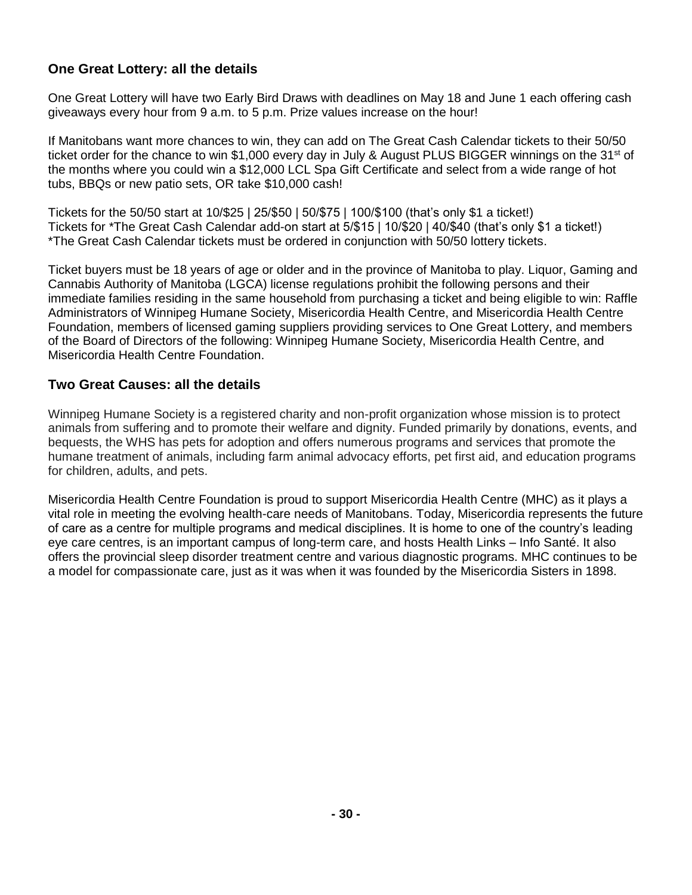## One Great Lottery: all the details

One Great Lottery will have two Early Bird Draws with deadlines on May 18 and June 1 each offering cash giveaways every hour from 9 a.m. to 5 p.m. Prize values increase on the hour!

If Manitobans want more chances to win, they can add on The Great Cash Calendar tickets to their 50/50 ticket order for the chance to win $1,000 every day in July & August PLUS BIGGER winnings on the 31st of the months where you could win a $12,000 LCL Spa Gift Certificate and select from a wide range of hot tubs, BBQs or new patio sets, OR take $10,000 cash!

Tickets for the 50/50 start at 10/$25 | 25/$50 | 50/$75 | 100/$100 (that's only $1 a ticket!)
Tickets for *The Great Cash Calendar add-on start at 5/$15 | 10/$20 | 40/$40 (that's only $1 a ticket!)
*The Great Cash Calendar tickets must be ordered in conjunction with 50/50 lottery tickets.

Ticket buyers must be 18 years of age or older and in the province of Manitoba to play. Liquor, Gaming and Cannabis Authority of Manitoba (LGCA) license regulations prohibit the following persons and their immediate families residing in the same household from purchasing a ticket and being eligible to win: Raffle Administrators of Winnipeg Humane Society, Misericordia Health Centre, and Misericordia Health Centre Foundation, members of licensed gaming suppliers providing services to One Great Lottery, and members of the Board of Directors of the following: Winnipeg Humane Society, Misericordia Health Centre, and Misericordia Health Centre Foundation.

## Two Great Causes: all the details

Winnipeg Humane Society is a registered charity and non-profit organization whose mission is to protect animals from suffering and to promote their welfare and dignity. Funded primarily by donations, events, and bequests, the WHS has pets for adoption and offers numerous programs and services that promote the humane treatment of animals, including farm animal advocacy efforts, pet first aid, and education programs for children, adults, and pets.

Misericordia Health Centre Foundation is proud to support Misericordia Health Centre (MHC) as it plays a vital role in meeting the evolving health-care needs of Manitobans. Today, Misericordia represents the future of care as a centre for multiple programs and medical disciplines. It is home to one of the country's leading eye care centres, is an important campus of long-term care, and hosts Health Links – Info Santé. It also offers the provincial sleep disorder treatment centre and various diagnostic programs. MHC continues to be a model for compassionate care, just as it was when it was founded by the Misericordia Sisters in 1898.

**- 30 -**